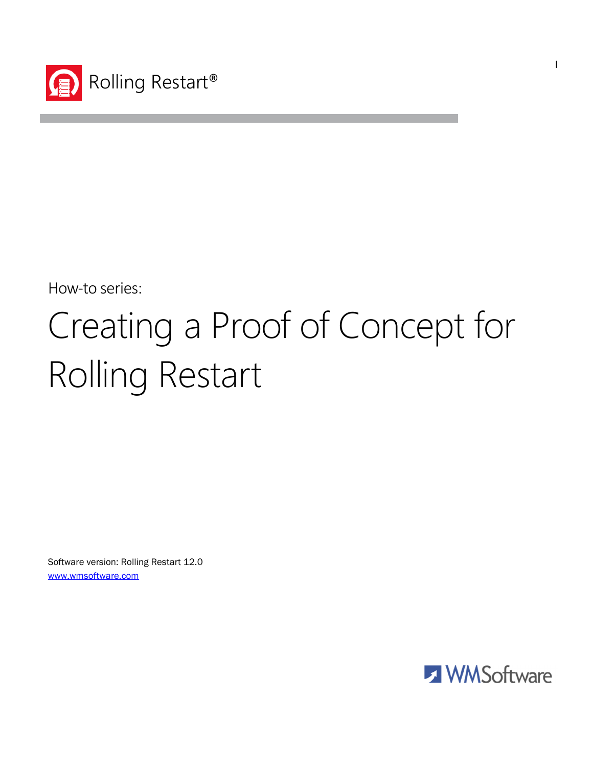Rolling Restart®

How-to series:

# Creating a Proof of Concept for Rolling Restart

Software version: Rolling Restart 12.0
www.wmsoftware.com

WMSoftware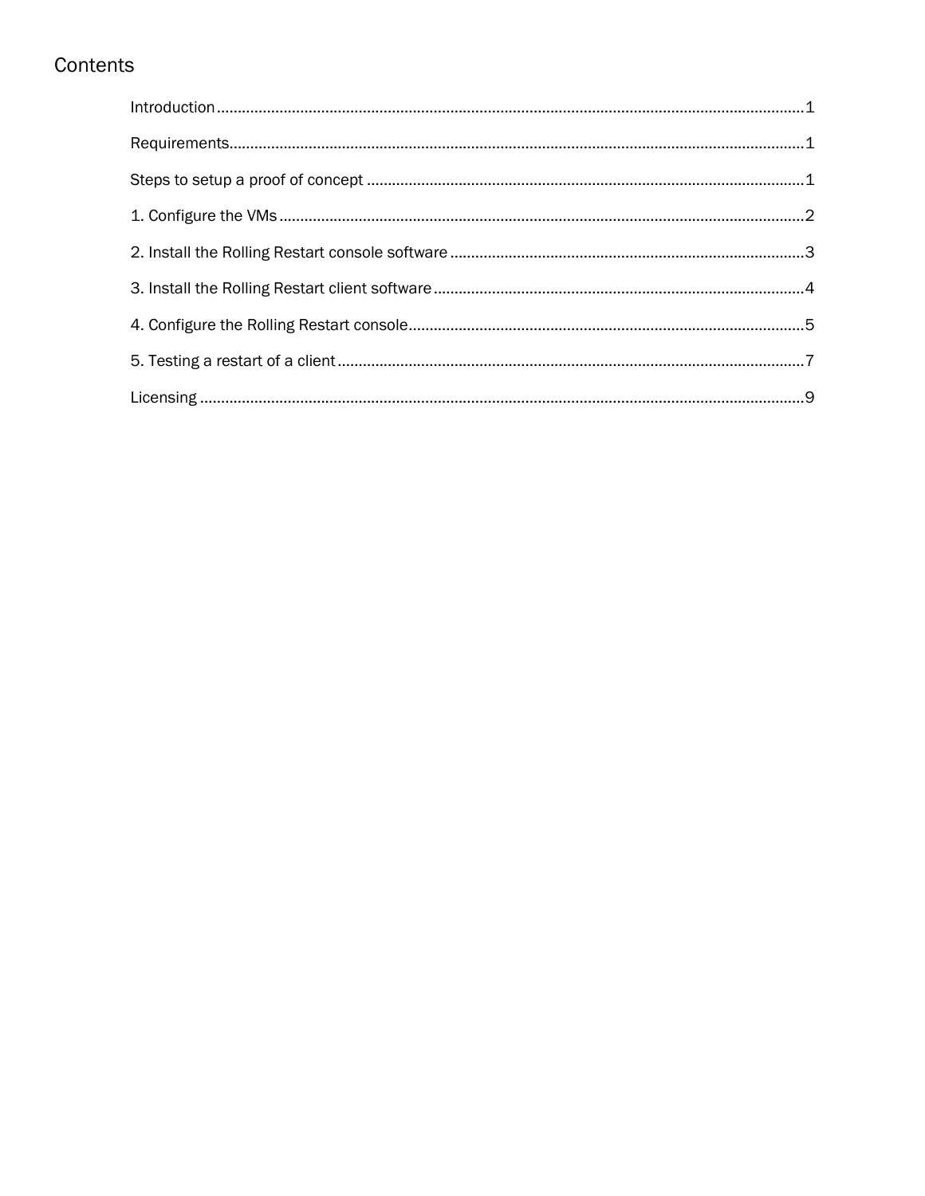# Contents

Introduction ........................................................................................................................................1

Requirements.......................................................................................................................................1

Steps to setup a proof of concept .......................................................................................................1

1. Configure the VMs ...........................................................................................................................2

2. Install the Rolling Restart console software ....................................................................................3

3. Install the Rolling Restart client software ........................................................................................4

4. Configure the Rolling Restart console..............................................................................................5

5. Testing a restart of a client ..............................................................................................................7

Licensing ...............................................................................................................................................9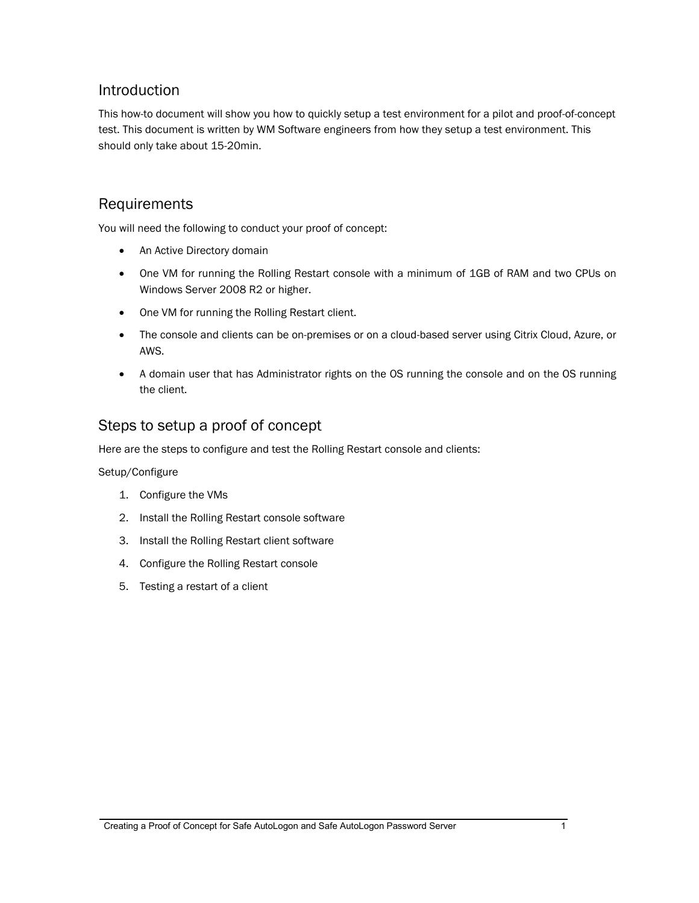## Introduction

This how-to document will show you how to quickly setup a test environment for a pilot and proof-of-concept test. This document is written by WM Software engineers from how they setup a test environment. This should only take about 15-20min.

## Requirements

You will need the following to conduct your proof of concept:

- An Active Directory domain
- One VM for running the Rolling Restart console with a minimum of 1GB of RAM and two CPUs on Windows Server 2008 R2 or higher.
- One VM for running the Rolling Restart client.
- The console and clients can be on-premises or on a cloud-based server using Citrix Cloud, Azure, or AWS.
- A domain user that has Administrator rights on the OS running the console and on the OS running the client.

## Steps to setup a proof of concept

Here are the steps to configure and test the Rolling Restart console and clients:

Setup/Configure

1. Configure the VMs
2. Install the Rolling Restart console software
3. Install the Rolling Restart client software
4. Configure the Rolling Restart console
5. Testing a restart of a client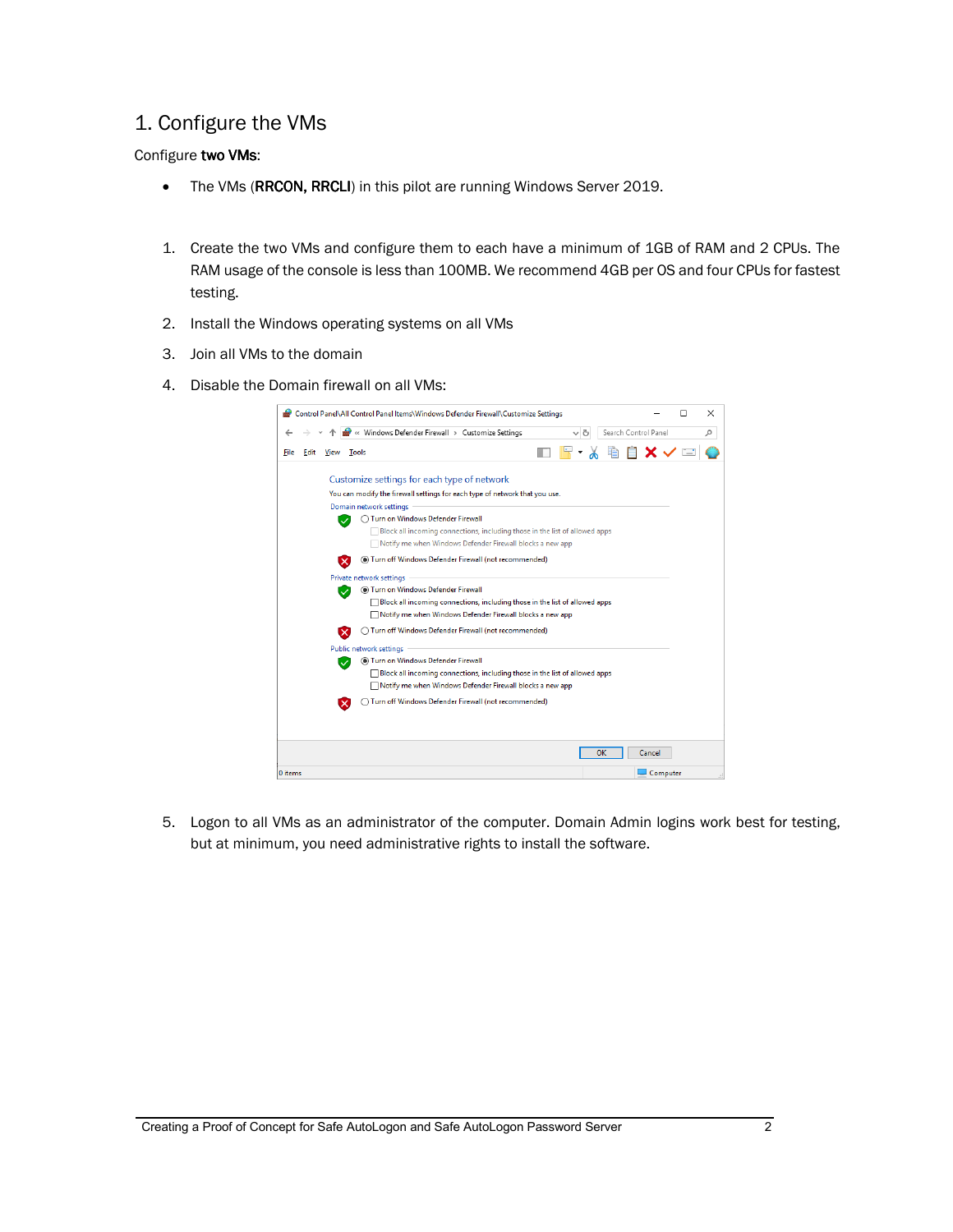## 1. Configure the VMs

Configure **two VMs**:

- The VMs (**RRCON, RRCLI**) in this pilot are running Windows Server 2019.

1. Create the two VMs and configure them to each have a minimum of 1GB of RAM and 2 CPUs. The RAM usage of the console is less than 100MB. We recommend 4GB per OS and four CPUs for fastest testing.
2. Install the Windows operating systems on all VMs
3. Join all VMs to the domain
4. Disable the Domain firewall on all VMs:
5. Logon to all VMs as an administrator of the computer. Domain Admin logins work best for testing, but at minimum, you need administrative rights to install the software.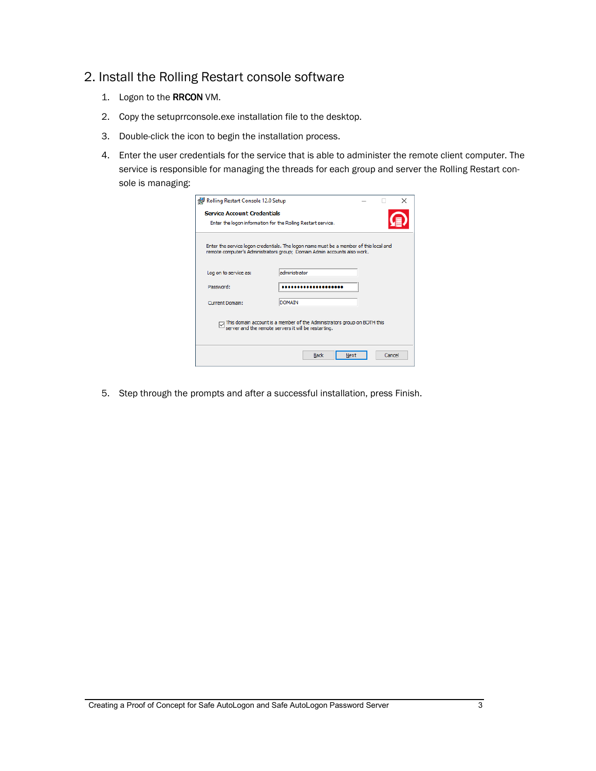## 2. Install the Rolling Restart console software

1. Logon to the **RRCON** VM.
2. Copy the setuprrconsole.exe installation file to the desktop.
3. Double-click the icon to begin the installation process.
4. Enter the user credentials for the service that is able to administer the remote client computer. The service is responsible for managing the threads for each group and server the Rolling Restart console is managing:
5. Step through the prompts and after a successful installation, press Finish.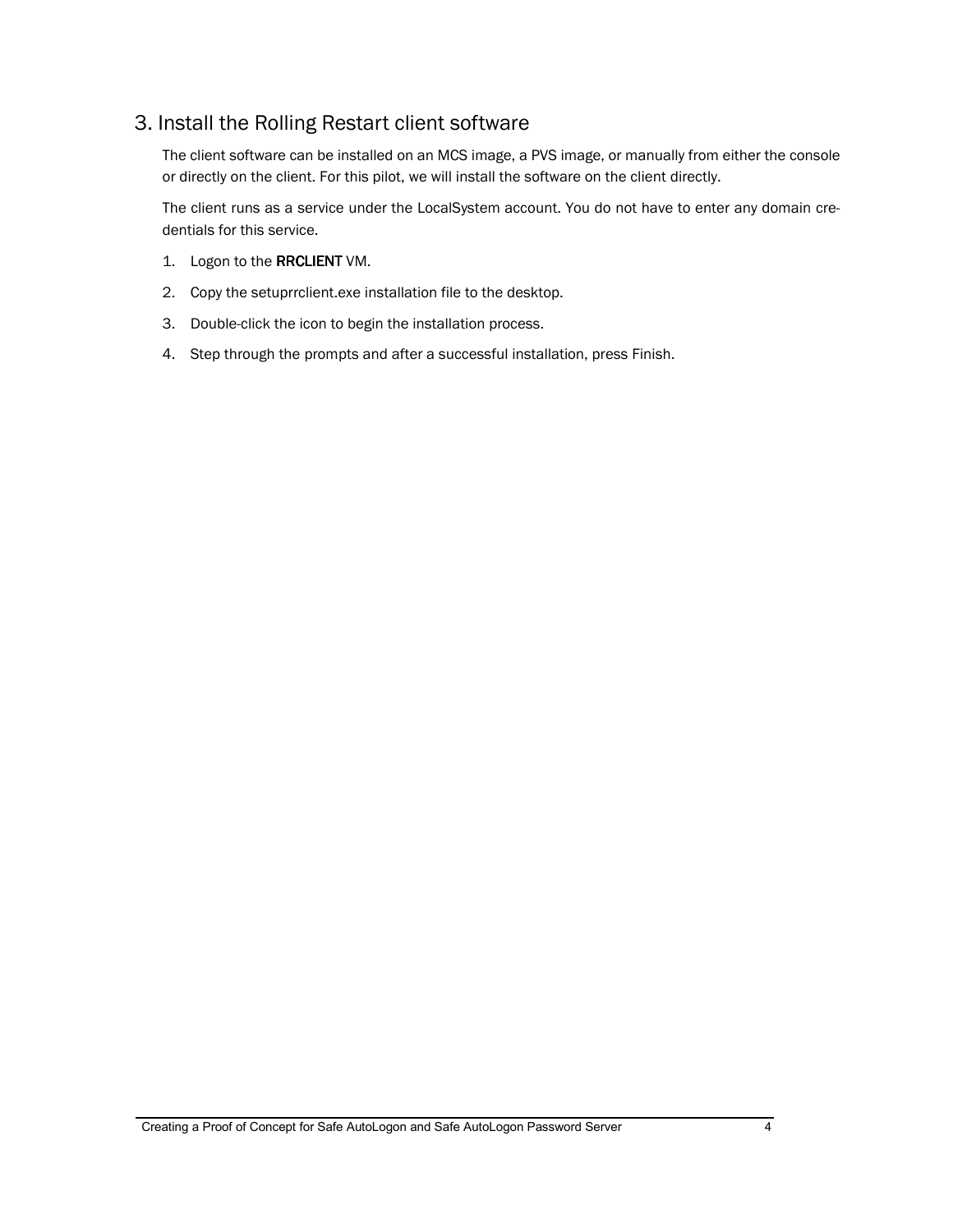## 3. Install the Rolling Restart client software

The client software can be installed on an MCS image, a PVS image, or manually from either the console or directly on the client. For this pilot, we will install the software on the client directly.

The client runs as a service under the LocalSystem account. You do not have to enter any domain credentials for this service.

1. Logon to the **RRCLIENT** VM.
2. Copy the setuprrclient.exe installation file to the desktop.
3. Double-click the icon to begin the installation process.
4. Step through the prompts and after a successful installation, press Finish.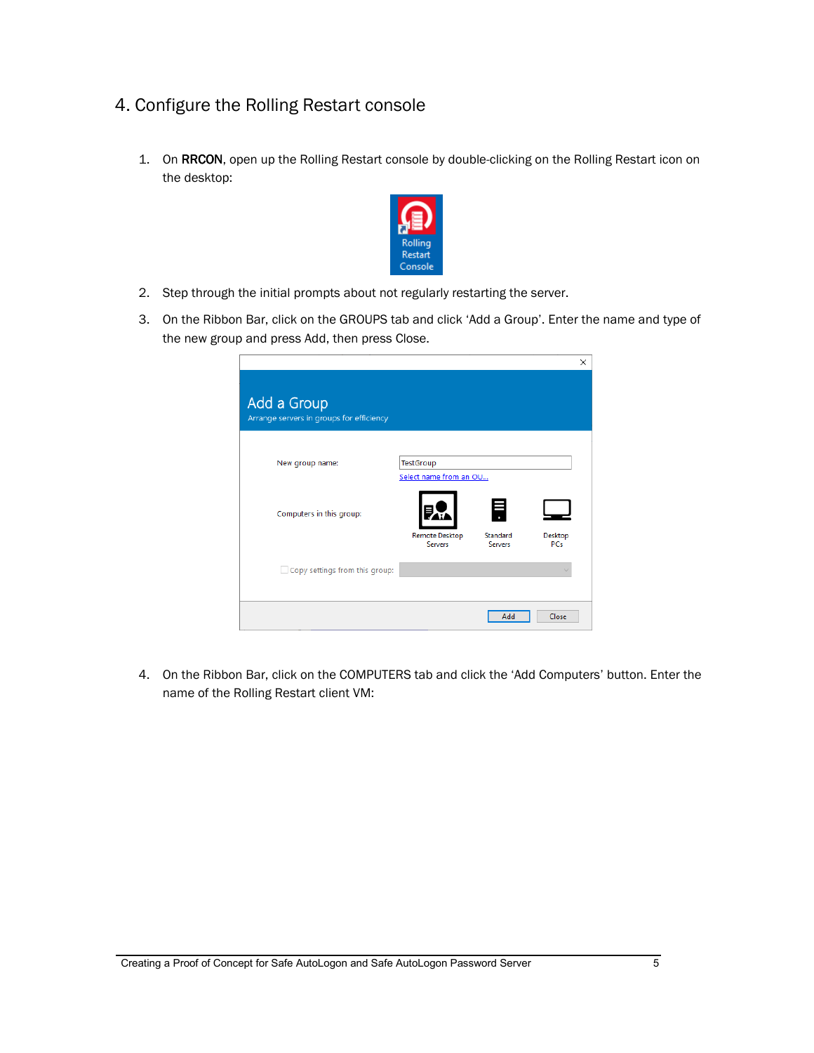## 4. Configure the Rolling Restart console

1. On **RRCON**, open up the Rolling Restart console by double-clicking on the Rolling Restart icon on the desktop:

2. Step through the initial prompts about not regularly restarting the server.

3. On the Ribbon Bar, click on the GROUPS tab and click 'Add a Group'. Enter the name and type of the new group and press Add, then press Close.

4. On the Ribbon Bar, click on the COMPUTERS tab and click the 'Add Computers' button. Enter the name of the Rolling Restart client VM: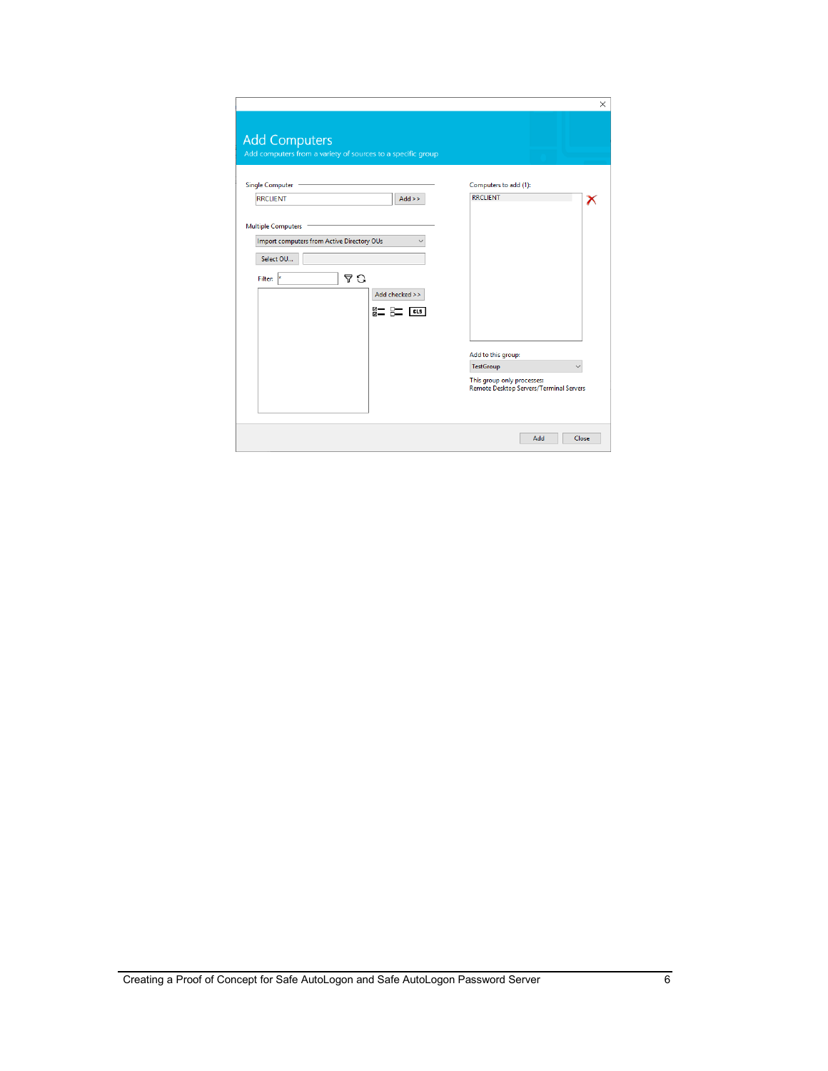Add Computers

Add computers from a variety of sources to a specific group

Single Computer

RRCLIENT | Add >>

Multiple Computers

Import computers from Active Directory OUs

Select OU...

Filter: *

Add checked >>

CLS

Computers to add (1):

RRCLIENT

Add to this group:

TestGroup

This group only processes:
Remote Desktop Servers/Terminal Servers

Add | Close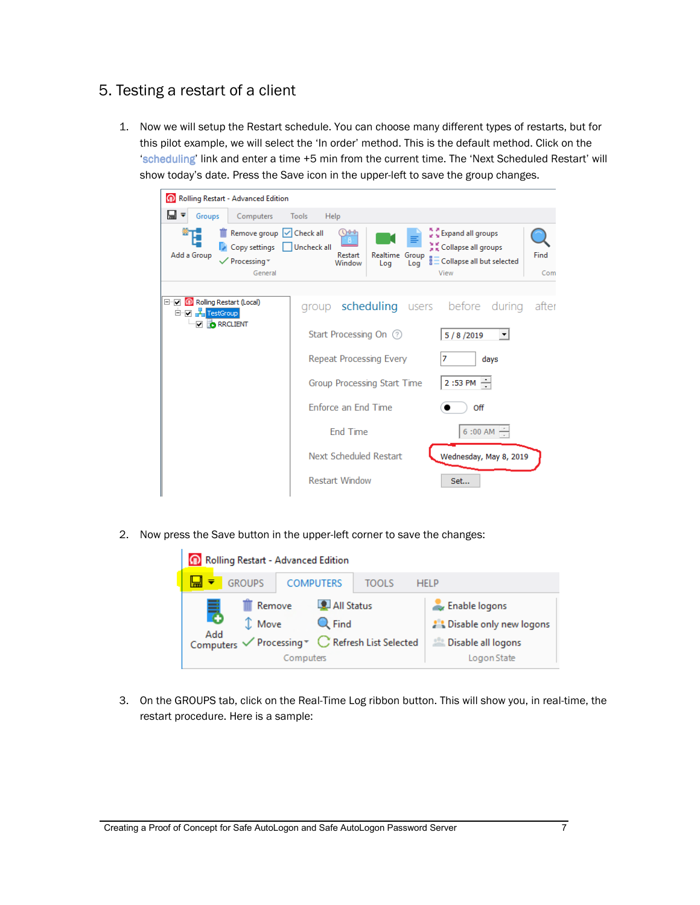## 5. Testing a restart of a client

1. Now we will setup the Restart schedule. You can choose many different types of restarts, but for this pilot example, we will select the 'In order' method. This is the default method. Click on the 'scheduling' link and enter a time +5 min from the current time. The 'Next Scheduled Restart' will show today's date. Press the Save icon in the upper-left to save the group changes.

2. Now press the Save button in the upper-left corner to save the changes:

3. On the GROUPS tab, click on the Real-Time Log ribbon button. This will show you, in real-time, the restart procedure. Here is a sample: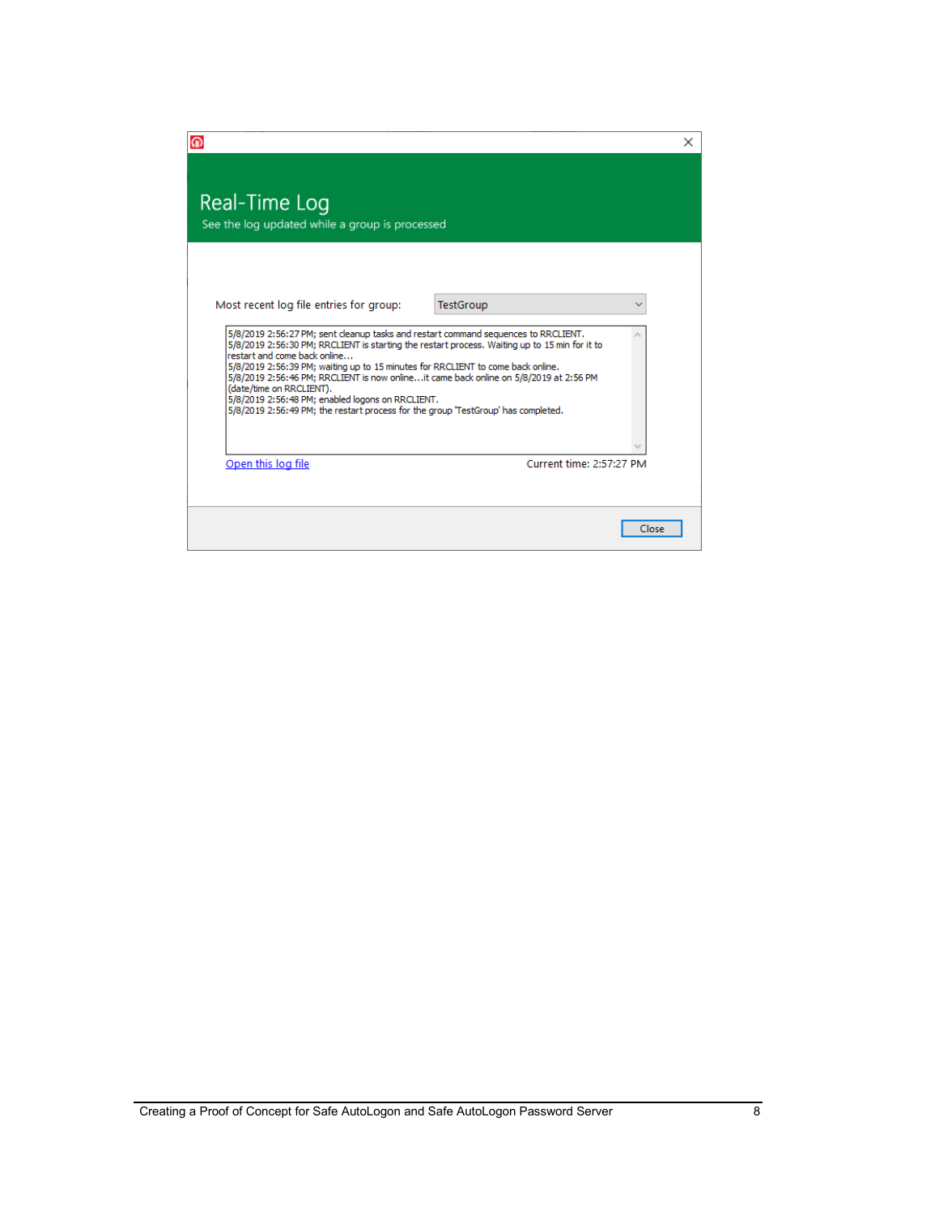Real-Time Log

See the log updated while a group is processed

Most recent log file entries for group: TestGroup

```
5/8/2019 2:56:27 PM; sent cleanup tasks and restart command sequences to RRCLIENT.
5/8/2019 2:56:30 PM; RRCLIENT is starting the restart process. Waiting up to 15 min for it to restart and come back online...
5/8/2019 2:56:39 PM; waiting up to 15 minutes for RRCLIENT to come back online.
5/8/2019 2:56:46 PM; RRCLIENT is now online...it came back online on 5/8/2019 at 2:56 PM (date/time on RRCLIENT).
5/8/2019 2:56:48 PM; enabled logons on RRCLIENT.
5/8/2019 2:56:49 PM; the restart process for the group 'TestGroup' has completed.
```

Open this log file

Current time: 2:57:27 PM

Close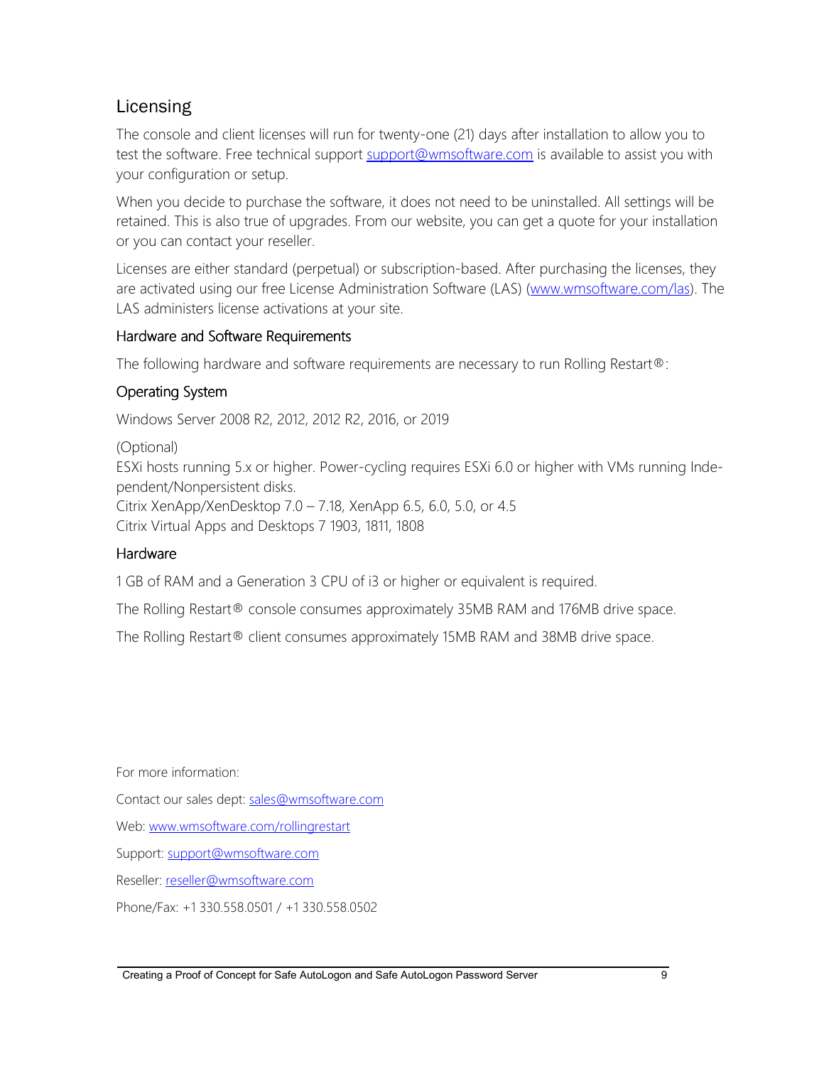## Licensing

The console and client licenses will run for twenty-one (21) days after installation to allow you to test the software. Free technical support support@wmsoftware.com is available to assist you with your configuration or setup.

When you decide to purchase the software, it does not need to be uninstalled. All settings will be retained. This is also true of upgrades. From our website, you can get a quote for your installation or you can contact your reseller.

Licenses are either standard (perpetual) or subscription-based. After purchasing the licenses, they are activated using our free License Administration Software (LAS) (www.wmsoftware.com/las). The LAS administers license activations at your site.

### Hardware and Software Requirements

The following hardware and software requirements are necessary to run Rolling Restart®:

### Operating System

Windows Server 2008 R2, 2012, 2012 R2, 2016, or 2019

(Optional)
ESXi hosts running 5.x or higher. Power-cycling requires ESXi 6.0 or higher with VMs running Independent/Nonpersistent disks.
Citrix XenApp/XenDesktop 7.0 – 7.18, XenApp 6.5, 6.0, 5.0, or 4.5
Citrix Virtual Apps and Desktops 7 1903, 1811, 1808

### Hardware

1 GB of RAM and a Generation 3 CPU of i3 or higher or equivalent is required.

The Rolling Restart® console consumes approximately 35MB RAM and 176MB drive space.

The Rolling Restart® client consumes approximately 15MB RAM and 38MB drive space.

For more information:

Contact our sales dept: sales@wmsoftware.com

Web: www.wmsoftware.com/rollingrestart

Support: support@wmsoftware.com

Reseller: reseller@wmsoftware.com

Phone/Fax: +1 330.558.0501 / +1 330.558.0502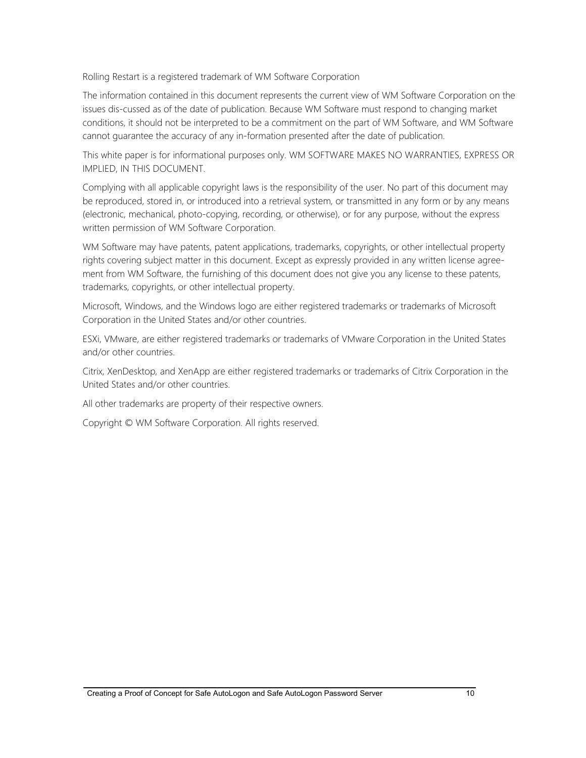Rolling Restart is a registered trademark of WM Software Corporation

The information contained in this document represents the current view of WM Software Corporation on the issues dis-cussed as of the date of publication. Because WM Software must respond to changing market conditions, it should not be interpreted to be a commitment on the part of WM Software, and WM Software cannot guarantee the accuracy of any in-formation presented after the date of publication.

This white paper is for informational purposes only. WM SOFTWARE MAKES NO WARRANTIES, EXPRESS OR IMPLIED, IN THIS DOCUMENT.

Complying with all applicable copyright laws is the responsibility of the user. No part of this document may be reproduced, stored in, or introduced into a retrieval system, or transmitted in any form or by any means (electronic, mechanical, photo-copying, recording, or otherwise), or for any purpose, without the express written permission of WM Software Corporation.

WM Software may have patents, patent applications, trademarks, copyrights, or other intellectual property rights covering subject matter in this document. Except as expressly provided in any written license agreement from WM Software, the furnishing of this document does not give you any license to these patents, trademarks, copyrights, or other intellectual property.

Microsoft, Windows, and the Windows logo are either registered trademarks or trademarks of Microsoft Corporation in the United States and/or other countries.

ESXi, VMware, are either registered trademarks or trademarks of VMware Corporation in the United States and/or other countries.

Citrix, XenDesktop, and XenApp are either registered trademarks or trademarks of Citrix Corporation in the United States and/or other countries.

All other trademarks are property of their respective owners.

Copyright © WM Software Corporation. All rights reserved.